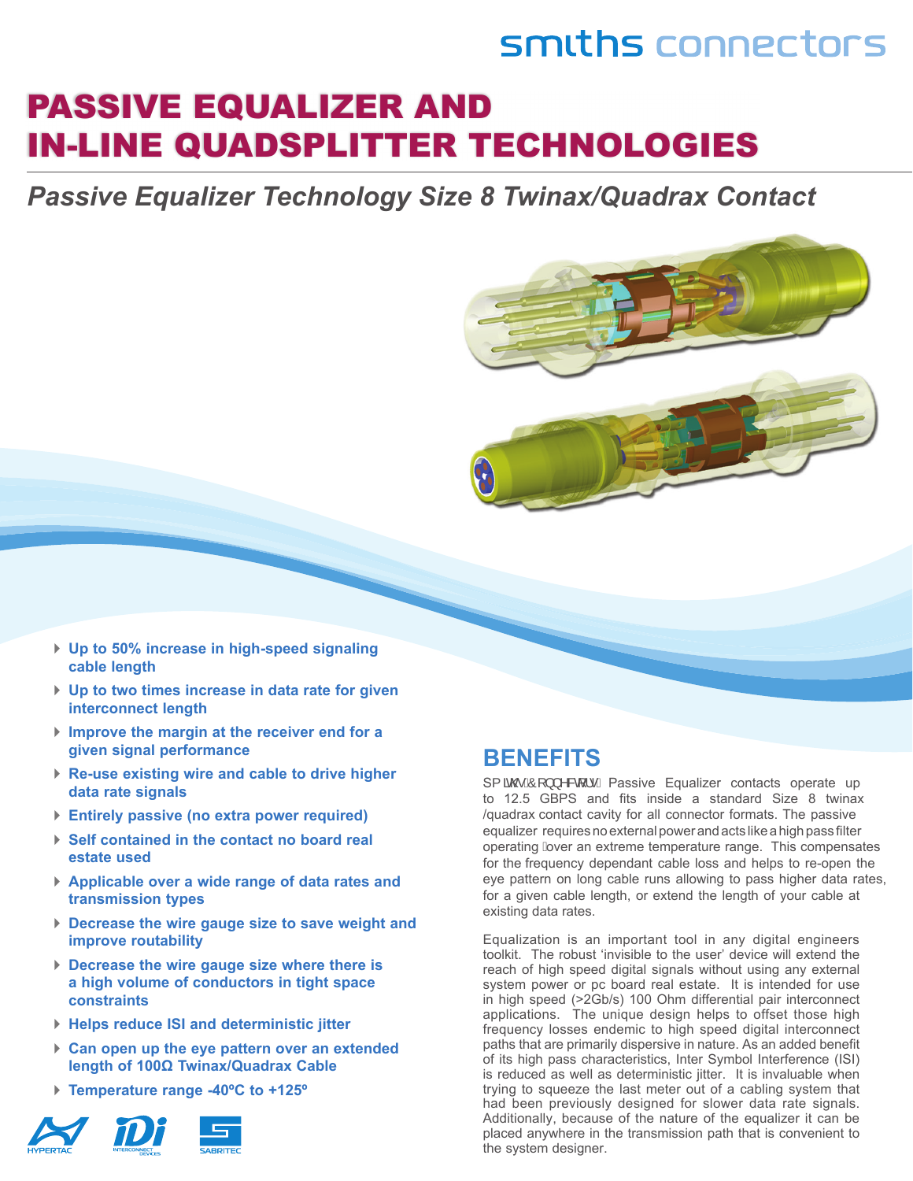smiths connectors

# PASSIVE EQUALIZER AND IN-LINE QUADSPLITTER TECHNOLOGIES

## *Passive Equalizer Technology Size 8 Twinax/Quadrax Contact*

- **Up to 50% increase in high-speed signaling cable length**
- **Up to two times increase in data rate for given interconnect length**
- **Improve the margin at the receiver end for a given signal performance**
- **Re-use existing wire and cable to drive higher data rate signals**
- **Entirely passive (no extra power required)**
- **Self contained in the contact no board real estate used**
- **Applicable over a wide range of data rates and transmission types**
- **Decrease the wire gauge size to save weight and improve routability**
- **Decrease the wire gauge size where there is a high volume of conductors in tight space constraints**
- **Helps reduce ISI and deterministic jitter**
- **Can open up the eye pattern over an extended length of 100Ω Twinax/Quadrax Cable**
- **Temperature range -40ºC to +125º**

## BENEFITS

Smiths Connectors Passive Equalizer contacts operate up to 12.5 GBPS and fits inside a standard Size 8 twinax /quadrax contact cavity for all connector formats. The passive equalizer requires no external power and acts like a high pass filter operating over an extreme temperature range. This compensates for the frequency dependant cable loss and helps to re-open the eye pattern on long cable runs allowing to pass higher data rates, for a given cable length, or extend the length of your cable at existing data rates.

Equalization is an important tool in any digital engineers toolkit. The robust 'invisible to the user' device will extend the reach of high speed digital signals without using any external system power or pc board real estate. It is intended for use in high speed (>2Gb/s) 100 Ohm differential pair interconnect applications. The unique design helps to offset those high frequency losses endemic to high speed digital interconnect paths that are primarily dispersive in nature. As an added benefit of its high pass characteristics, Inter Symbol Interference (ISI) is reduced as well as deterministic jitter. It is invaluable when trying to squeeze the last meter out of a cabling system that had been previously designed for slower data rate signals. Additionally, because of the nature of the equalizer it can be placed anywhere in the transmission path that is convenient to the system designer.

HYPERTAC IDI INTERCONNECT DEVICES SABRITEC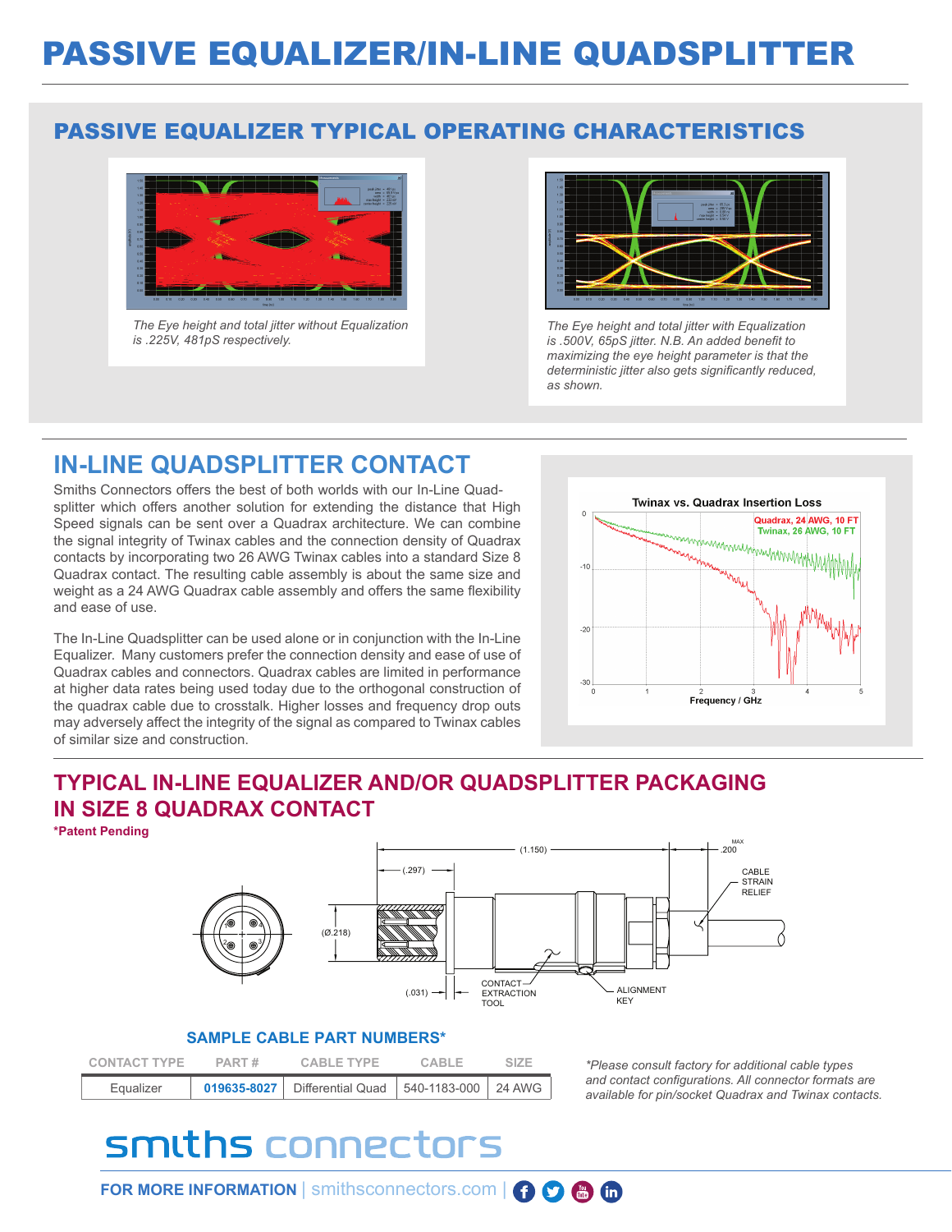# PASSIVE EQUALIZER/IN-LINE QUADSPLITTER

## PASSIVE EQUALIZER TYPICAL OPERATING CHARACTERISTICS

*The Eye height and total jitter without Equalization is .225V, 481pS respectively.*

*The Eye height and total jitter with Equalization is .500V, 65pS jitter. N.B. An added benefit to maximizing the eye height parameter is that the deterministic jitter also gets significantly reduced, as shown.*

## IN-LINE QUADSPLITTER CONTACT

Smiths Connectors offers the best of both worlds with our In-Line Quadsplitter which offers another solution for extending the distance that High Speed signals can be sent over a Quadrax architecture. We can combine the signal integrity of Twinax cables and the connection density of Quadrax contacts by incorporating two 26 AWG Twinax cables into a standard Size 8 Quadrax contact. The resulting cable assembly is about the same size and weight as a 24 AWG Quadrax cable assembly and offers the same flexibility and ease of use.

The In-Line Quadsplitter can be used alone or in conjunction with the In-Line Equalizer. Many customers prefer the connection density and ease of use of Quadrax cables and connectors. Quadrax cables are limited in performance at higher data rates being used today due to the orthogonal construction of the quadrax cable due to crosstalk. Higher losses and frequency drop outs may adversely affect the integrity of the signal as compared to Twinax cables of similar size and construction.

Twinax vs. Quadrax Insertion Loss

Quadrax, 24 AWG, 10 FT
Twinax, 26 AWG, 10 FT

0
-10
-20
-30

0 1 2 3 4 5

Frequency / GHz

## TYPICAL IN-LINE EQUALIZER AND/OR QUADSPLITTER PACKAGING IN SIZE 8 QUADRAX CONTACT

***Patent Pending**

(1.150)
(.297)
MAX .200
(Ø.218)
(.031)
CABLE STRAIN RELIEF
CONTACT EXTRACTION TOOL
ALIGNMENT KEY
1 2 3 4

### SAMPLE CABLE PART NUMBERS*

| CONTACT TYPE | PART # | CABLE TYPE | CABLE | SIZE |
|---|---|---|---|---|
| Equalizer | **019635-8027** | Differential Quad | 540-1183-000 | 24 AWG |

*\*Please consult factory for additional cable types and contact configurations. All connector formats are available for pin/socket Quadrax and Twinax contacts.*

smiths connectors

**FOR MORE INFORMATION** | smithsconnectors.com |